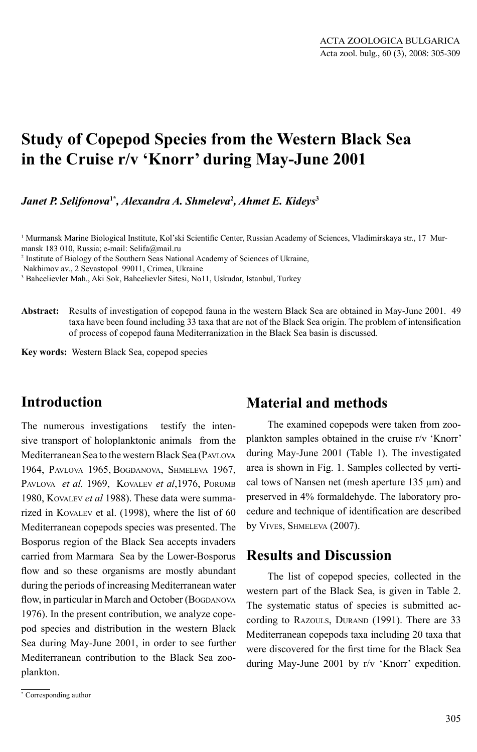# Study of Copepod Species from the Western Black Sea in the Cruise r/v 'Knorr' during May-June 2001

***Janet P. Selifonova[1*], Alexandra A. Shmeleva[2], Ahmet E. Kideys[3]***

[1] Murmansk Marine Biological Institute, Kol'ski Scientific Center, Russian Academy of Sciences, Vladimirskaya str., 17 Murmansk 183 010, Russia; e-mail: Selifa@mail.ru

[2] Institute of Biology of the Southern Seas National Academy of Sciences of Ukraine, Nakhimov av., 2 Sevastopol 99011, Crimea, Ukraine

[3] Bahcelievler Mah., Aki Sok, Bahcelievler Sitesi, No11, Uskudar, Istanbul, Turkey

**Abstract:** Results of investigation of copepod fauna in the western Black Sea are obtained in May-June 2001. 49 taxa have been found including 33 taxa that are not of the Black Sea origin. The problem of intensification of process of copepod fauna Mediterranization in the Black Sea basin is discussed.

**Key words:** Western Black Sea, copepod species

## Introduction

The numerous investigations testify the intensive transport of holoplanktonic animals from the Mediterranean Sea to the western Black Sea (Pavlova 1964, Pavlova 1965, Bogdanova, Shmeleva 1967, Pavlova *et al.* 1969, Kovalev *et al*,1976, Porumb 1980, Kovalev *et al* 1988). These data were summarized in Kovalev et al. (1998), where the list of 60 Mediterranean copepods species was presented. The Bosporus region of the Black Sea accepts invaders carried from Marmara Sea by the Lower-Bosporus flow and so these organisms are mostly abundant during the periods of increasing Mediterranean water flow, in particular in March and October (Bogdanova 1976). In the present contribution, we analyze copepod species and distribution in the western Black Sea during May-June 2001, in order to see further Mediterranean contribution to the Black Sea zooplankton.

## Material and methods

The examined copepods were taken from zooplankton samples obtained in the cruise r/v 'Knorr' during May-June 2001 (Table 1). The investigated area is shown in Fig. 1. Samples collected by vertical tows of Nansen net (mesh aperture 135 µm) and preserved in 4% formaldehyde. The laboratory procedure and technique of identification are described by Vives, Shmeleva (2007).

## Results and Discussion

The list of copepod species, collected in the western part of the Black Sea, is given in Table 2. The systematic status of species is submitted according to Razouls, Durand (1991). There are 33 Mediterranean copepods taxa including 20 taxa that were discovered for the first time for the Black Sea during May-June 2001 by r/v 'Knorr' expedition.

[*] Corresponding author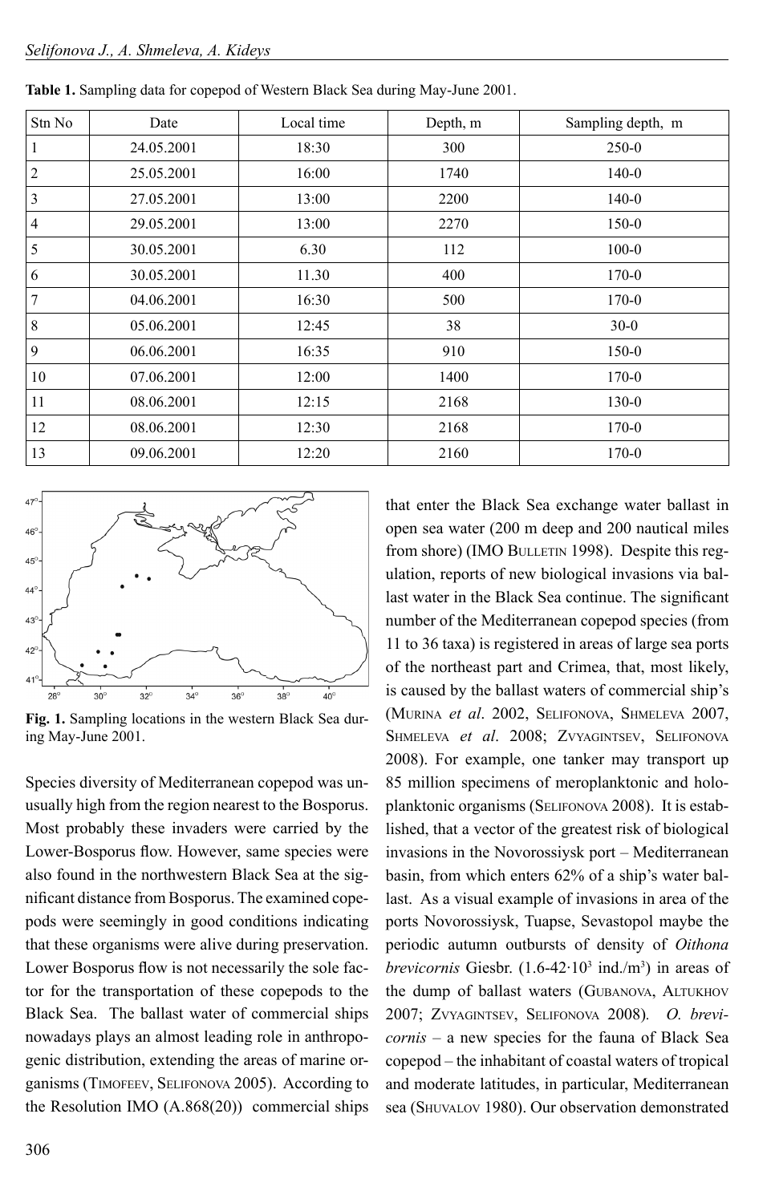**Table 1.** Sampling data for copepod of Western Black Sea during May-June 2001.

| Stn No | Date | Local time | Depth, m | Sampling depth, m |
|---|---|---|---|---|
| 1 | 24.05.2001 | 18:30 | 300 | 250-0 |
| 2 | 25.05.2001 | 16:00 | 1740 | 140-0 |
| 3 | 27.05.2001 | 13:00 | 2200 | 140-0 |
| 4 | 29.05.2001 | 13:00 | 2270 | 150-0 |
| 5 | 30.05.2001 | 6.30 | 112 | 100-0 |
| 6 | 30.05.2001 | 11.30 | 400 | 170-0 |
| 7 | 04.06.2001 | 16:30 | 500 | 170-0 |
| 8 | 05.06.2001 | 12:45 | 38 | 30-0 |
| 9 | 06.06.2001 | 16:35 | 910 | 150-0 |
| 10 | 07.06.2001 | 12:00 | 1400 | 170-0 |
| 11 | 08.06.2001 | 12:15 | 2168 | 130-0 |
| 12 | 08.06.2001 | 12:30 | 2168 | 170-0 |
| 13 | 09.06.2001 | 12:20 | 2160 | 170-0 |

**Fig. 1.** Sampling locations in the western Black Sea during May-June 2001.

Species diversity of Mediterranean copepod was unusually high from the region nearest to the Bosporus. Most probably these invaders were carried by the Lower-Bosporus flow. However, same species were also found in the northwestern Black Sea at the significant distance from Bosporus. The examined copepods were seemingly in good conditions indicating that these organisms were alive during preservation. Lower Bosporus flow is not necessarily the sole factor for the transportation of these copepods to the Black Sea. The ballast water of commercial ships nowadays plays an almost leading role in anthropogenic distribution, extending the areas of marine organisms (Timofeev, Selifonova 2005). According to the Resolution IMO (A.868(20)) commercial ships that enter the Black Sea exchange water ballast in open sea water (200 m deep and 200 nautical miles from shore) (IMO Bulletin 1998). Despite this regulation, reports of new biological invasions via ballast water in the Black Sea continue. The significant number of the Mediterranean copepod species (from 11 to 36 taxa) is registered in areas of large sea ports of the northeast part and Crimea, that, most likely, is caused by the ballast waters of commercial ship's (Murina *et al*. 2002, Selifonova, Shmeleva 2007, Shmeleva *et al*. 2008; Zvyagintsev, Selifonova 2008). For example, one tanker may transport up 85 million specimens of meroplanktonic and holoplanktonic organisms (Selifonova 2008). It is established, that a vector of the greatest risk of biological invasions in the Novorossiysk port – Mediterranean basin, from which enters 62% of a ship's water ballast. As a visual example of invasions in area of the ports Novorossiysk, Tuapse, Sevastopol maybe the periodic autumn outbursts of density of *Oithona brevicornis* Giesbr. ($1.6\text{-}42 \cdot 10^3$ ind./$m^3$) in areas of the dump of ballast waters (Gubanova, Altukhov 2007; Zvyagintsev, Selifonova 2008). *O. brevicornis* – a new species for the fauna of Black Sea copepod – the inhabitant of coastal waters of tropical and moderate latitudes, in particular, Mediterranean sea (Shuvalov 1980). Our observation demonstrated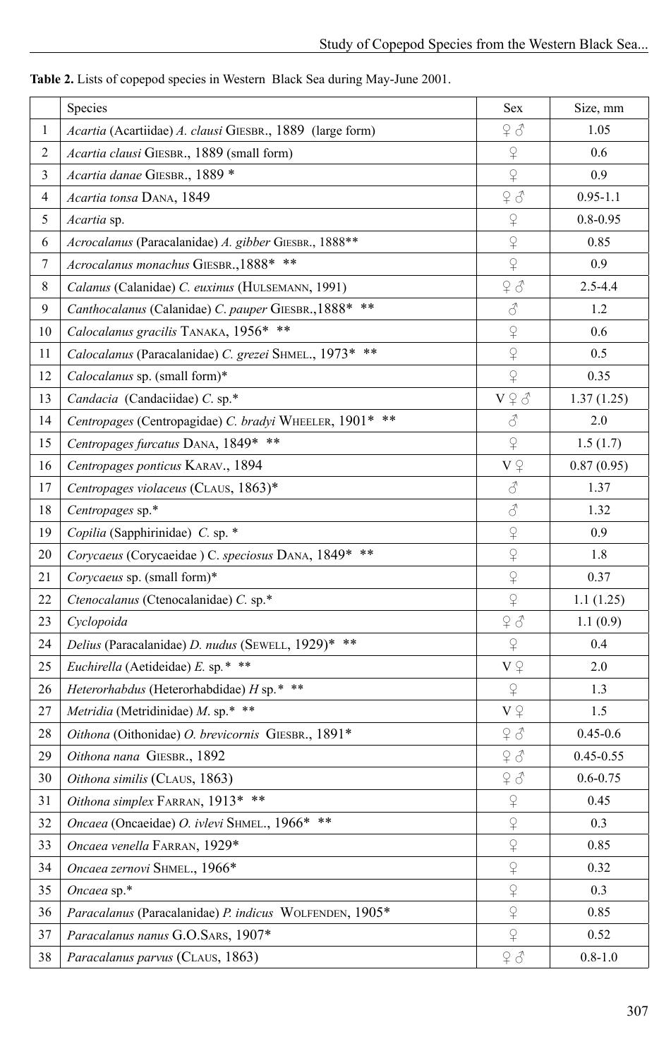**Table 2.** Lists of copepod species in Western Black Sea during May-June 2001.

| | Species | Sex | Size, mm |
|---|---|---|---|
| 1 | *Acartia* (Acartiidae) *A. clausi* GIESBR., 1889 (large form) | ♀♂ | 1.05 |
| 2 | *Acartia clausi* GIESBR., 1889 (small form) | ♀ | 0.6 |
| 3 | *Acartia danae* GIESBR., 1889 * | ♀ | 0.9 |
| 4 | *Acartia tonsa* DANA, 1849 | ♀♂ | 0.95-1.1 |
| 5 | *Acartia* sp. | ♀ | 0.8-0.95 |
| 6 | *Acrocalanus* (Paracalanidae) *A. gibber* GIESBR., 1888** | ♀ | 0.85 |
| 7 | *Acrocalanus monachus* GIESBR.,1888* ** | ♀ | 0.9 |
| 8 | *Calanus* (Calanidae) *C. euxinus* (HULSEMANN, 1991) | ♀♂ | 2.5-4.4 |
| 9 | *Canthocalanus* (Calanidae) *C. pauper* GIESBR.,1888* ** | ♂ | 1.2 |
| 10 | *Calocalanus gracilis* TANAKA, 1956* ** | ♀ | 0.6 |
| 11 | *Calocalanus* (Paracalanidae) *C. grezei* SHMEL., 1973* ** | ♀ | 0.5 |
| 12 | *Calocalanus* sp. (small form)* | ♀ | 0.35 |
| 13 | *Candacia* (Candaciidae) *C.* sp.* | V♀♂ | 1.37 (1.25) |
| 14 | *Centropages* (Centropagidae) *C. bradyi* WHEELER, 1901* ** | ♂ | 2.0 |
| 15 | *Centropages furcatus* DANA, 1849* ** | ♀ | 1.5 (1.7) |
| 16 | *Centropages ponticus* KARAV., 1894 | V♀ | 0.87 (0.95) |
| 17 | *Centropages violaceus* (CLAUS, 1863)* | ♂ | 1.37 |
| 18 | *Centropages* sp.* | ♂ | 1.32 |
| 19 | *Copilia* (Sapphirinidae) *C.* sp. * | ♀ | 0.9 |
| 20 | *Corycaeus* (Corycaeidae ) C. *speciosus* DANA, 1849* ** | ♀ | 1.8 |
| 21 | *Corycaeus* sp. (small form)* | ♀ | 0.37 |
| 22 | *Ctenocalanus* (Ctenocalanidae) *C.* sp.* | ♀ | 1.1 (1.25) |
| 23 | *Cyclopoida* | ♀♂ | 1.1 (0.9) |
| 24 | *Delius* (Paracalanidae) *D. nudus* (SEWELL, 1929)* ** | ♀ | 0.4 |
| 25 | *Euchirella* (Aetideidae) *E.* sp.* ** | V♀ | 2.0 |
| 26 | *Heterorhabdus* (Heterorhabdidae) *H* sp.* ** | ♀ | 1.3 |
| 27 | *Metridia* (Metridinidae) *M.* sp.* ** | V♀ | 1.5 |
| 28 | *Oithona* (Oithonidae) *O. brevicornis* GIESBR., 1891* | ♀♂ | 0.45-0.6 |
| 29 | *Oithona nana* GIESBR., 1892 | ♀♂ | 0.45-0.55 |
| 30 | *Oithona similis* (CLAUS, 1863) | ♀♂ | 0.6-0.75 |
| 31 | *Oithona simplex* FARRAN, 1913* ** | ♀ | 0.45 |
| 32 | *Oncaea* (Oncaeidae) *O. ivlevi* SHMEL., 1966* ** | ♀ | 0.3 |
| 33 | *Oncaea venella* FARRAN, 1929* | ♀ | 0.85 |
| 34 | *Oncaea zernovi* SHMEL., 1966* | ♀ | 0.32 |
| 35 | *Oncaea* sp.* | ♀ | 0.3 |
| 36 | *Paracalanus* (Paracalanidae) *P. indicus* WOLFENDEN, 1905* | ♀ | 0.85 |
| 37 | *Paracalanus nanus* G.O.SARS, 1907* | ♀ | 0.52 |
| 38 | *Paracalanus parvus* (CLAUS, 1863) | ♀♂ | 0.8-1.0 |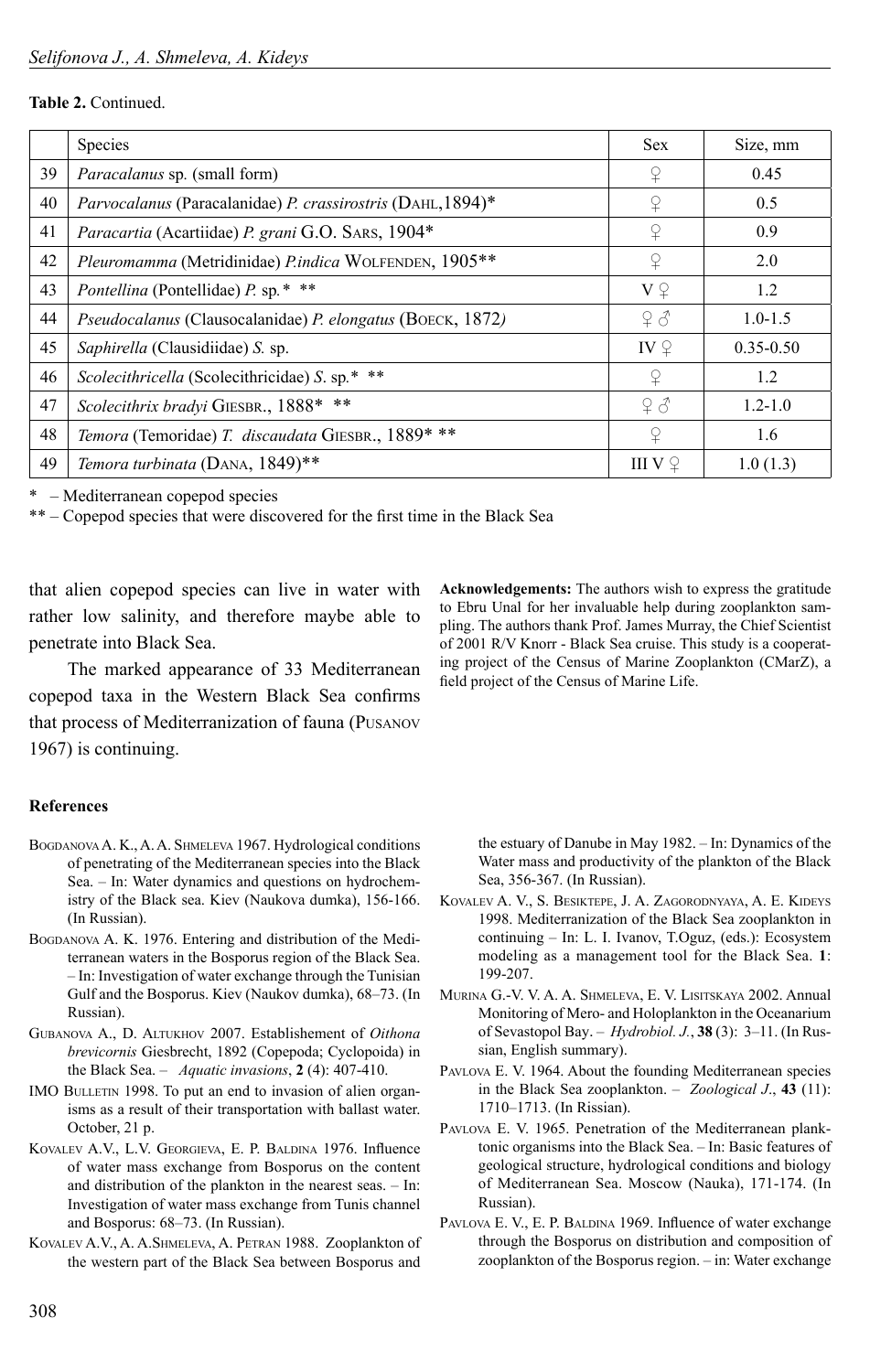**Table 2.** Continued.

| | Species | Sex | Size, mm |
|---|---|---|---|
| 39 | *Paracalanus* sp. (small form) | ♀ | 0.45 |
| 40 | *Parvocalanus* (Paracalanidae) *P. crassirostris* (Dahl,1894)* | ♀ | 0.5 |
| 41 | *Paracartia* (Acartiidae) *P. grani* G.O. Sars, 1904* | ♀ | 0.9 |
| 42 | *Pleuromamma* (Metridinidae) *P.indica* Wolfenden, 1905** | ♀ | 2.0 |
| 43 | *Pontellina* (Pontellidae) *P.* sp.* ** | V ♀ | 1.2 |
| 44 | *Pseudocalanus* (Clausocalanidae) *P. elongatus* (Boeck, 1872) | ♀ ♂ | 1.0-1.5 |
| 45 | *Saphirella* (Clausidiidae) *S.* sp. | IV ♀ | 0.35-0.50 |
| 46 | *Scolecithricella* (Scolecithricidae) *S.* sp.* ** | ♀ | 1.2 |
| 47 | *Scolecithrix bradyi* Giesbr., 1888* ** | ♀ ♂ | 1.2-1.0 |
| 48 | *Temora* (Temoridae) *T. discaudata* Giesbr., 1889* ** | ♀ | 1.6 |
| 49 | *Temora turbinata* (Dana, 1849)** | III V ♀ | 1.0 (1.3) |

\* – Mediterranean copepod species

** – Copepod species that were discovered for the first time in the Black Sea

that alien copepod species can live in water with rather low salinity, and therefore maybe able to penetrate into Black Sea.

The marked appearance of 33 Mediterranean copepod taxa in the Western Black Sea confirms that process of Mediterranization of fauna (Pusanov 1967) is continuing.

**Acknowledgements:** The authors wish to express the gratitude to Ebru Unal for her invaluable help during zooplankton sampling. The authors thank Prof. James Murray, the Chief Scientist of 2001 R/V Knorr - Black Sea cruise. This study is a cooperating project of the Census of Marine Zooplankton (CMarZ), a field project of the Census of Marine Life.

## References

Bogdanova A. K., A. A. Shmeleva 1967. Hydrological conditions of penetrating of the Mediterranean species into the Black Sea. – In: Water dynamics and questions on hydrochemistry of the Black sea. Kiev (Naukova dumka), 156-166. (In Russian).

Bogdanova A. K. 1976. Entering and distribution of the Mediterranean waters in the Bosporus region of the Black Sea. – In: Investigation of water exchange through the Tunisian Gulf and the Bosporus. Kiev (Naukov dumka), 68–73. (In Russian).

Gubanova A., D. Altukhov 2007. Establishement of *Oithona brevicornis* Giesbrecht, 1892 (Copepoda; Cyclopoida) in the Black Sea. – *Aquatic invasions*, **2** (4): 407-410.

IMO Bulletin 1998. To put an end to invasion of alien organisms as a result of their transportation with ballast water. October, 21 p.

Kovalev A.V., L.V. Georgieva, E. P. Baldina 1976. Influence of water mass exchange from Bosporus on the content and distribution of the plankton in the nearest seas. – In: Investigation of water mass exchange from Tunis channel and Bosporus: 68–73. (In Russian).

Kovalev A.V., A. A.Shmeleva, A. Petran 1988. Zooplankton of the western part of the Black Sea between Bosporus and the estuary of Danube in May 1982. – In: Dynamics of the Water mass and productivity of the plankton of the Black Sea, 356-367. (In Russian).

Kovalev A. V., S. Besiktepe, J. A. Zagorodnyaya, A. E. Kideys 1998. Mediterranization of the Black Sea zooplankton in continuing – In: L. I. Ivanov, T.Oguz, (eds.): Ecosystem modeling as a management tool for the Black Sea. **1**: 199-207.

Murina G.-V. V. A. A. Shmeleva, E. V. Lisitskaya 2002. Annual Monitoring of Mero- and Holoplankton in the Oceanarium of Sevastopol Bay. – *Hydrobiol. J.*, **38** (3): 3–11. (In Russian, English summary).

Pavlova E. V. 1964. About the founding Mediterranean species in the Black Sea zooplankton. – *Zoological J*., **43** (11): 1710–1713. (In Rissian).

Pavlova E. V. 1965. Penetration of the Mediterranean planktonic organisms into the Black Sea. – In: Basic features of geological structure, hydrological conditions and biology of Mediterranean Sea. Moscow (Nauka), 171-174. (In Russian).

Pavlova E. V., E. P. Baldina 1969. Influence of water exchange through the Bosporus on distribution and composition of zooplankton of the Bosporus region. – in: Water exchange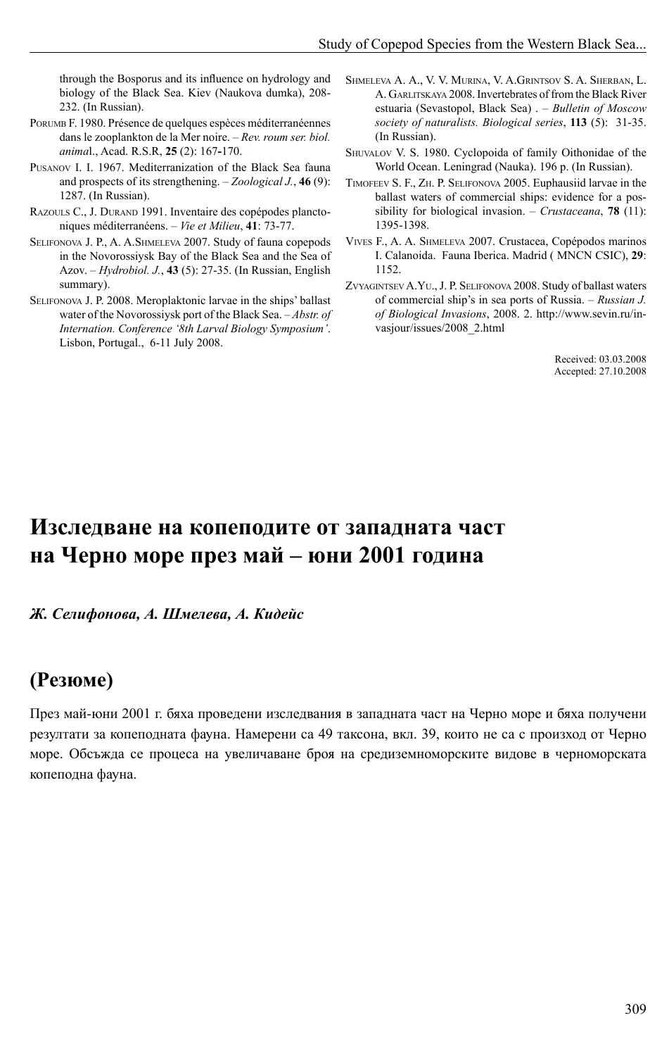through the Bosporus and its influence on hydrology and biology of the Black Sea. Kiev (Naukova dumka), 208-232. (In Russian).

Porumb F. 1980. Présence de quelques espèces méditerranéennes dans le zooplankton de la Mer noire. – *Rev. roum ser. biol. anima*l., Acad. R.S.R, **25** (2): 167-170.

Pusanov I. I. 1967. Mediterranization of the Black Sea fauna and prospects of its strengthening. – *Zoological J.*, **46** (9): 1287. (In Russian).

Razouls C., J. Durand 1991. Inventaire des copépodes planctoniques méditerranéens. – *Vie et Milieu*, **41**: 73-77.

Selifonova J. P., A. A.Shmeleva 2007. Study of fauna copepods in the Novorossiysk Bay of the Black Sea and the Sea of Azov. – *Hydrobiol. J.*, **43** (5): 27-35. (In Russian, English summary).

Selifonova J. P. 2008. Meroplaktonic larvae in the ships' ballast water of the Novorossiysk port of the Black Sea. – *Abstr. of Internation. Conference '8th Larval Biology Symposium'*. Lisbon, Portugal., 6-11 July 2008.

Shmeleva A. A., V. V. Murina, V. A.Grintsov S. A. Sherban, L. A. Garlitskaya 2008. Invertebrates of from the Black River estuaria (Sevastopol, Black Sea) . – *Bulletin of Moscow society of naturalists. Biological series*, **113** (5): 31-35. (In Russian).

Shuvalov V. S. 1980. Cyclopoida of family Oithonidae of the World Ocean. Leningrad (Nauka). 196 p. (In Russian).

Timofeev S. F., Zh. P. Selifonova 2005. Euphausiid larvae in the ballast waters of commercial ships: evidence for a possibility for biological invasion. – *Crustaceana*, **78** (11): 1395-1398.

Vives F., A. A. Shmeleva 2007. Crustacea, Copépodos marinos I. Calanoida. Fauna Iberica. Madrid ( MNCN CSIC), **29**: 1152.

Zvyagintsev A.Yu., J. P. Selifonova 2008. Study of ballast waters of commercial ship's in sea ports of Russia. – *Russian J. of Biological Invasions*, 2008. 2. http://www.sevin.ru/invasjour/issues/2008_2.html

Received: 03.03.2008
Accepted: 27.10.2008

# Изследване на копеподите от западната част на Черно море през май – юни 2001 година

***Ж. Селифонова, А. Шмелева, А. Кидейс***

## (Резюме)

През май-юни 2001 г. бяха проведени изследвания в западната част на Черно море и бяха получени резултати за копеподната фауна. Намерени са 49 таксона, вкл. 39, които не са с произход от Черно море. Обсъжда се процеса на увеличаване броя на средиземноморските видове в черноморската копеподна фауна.